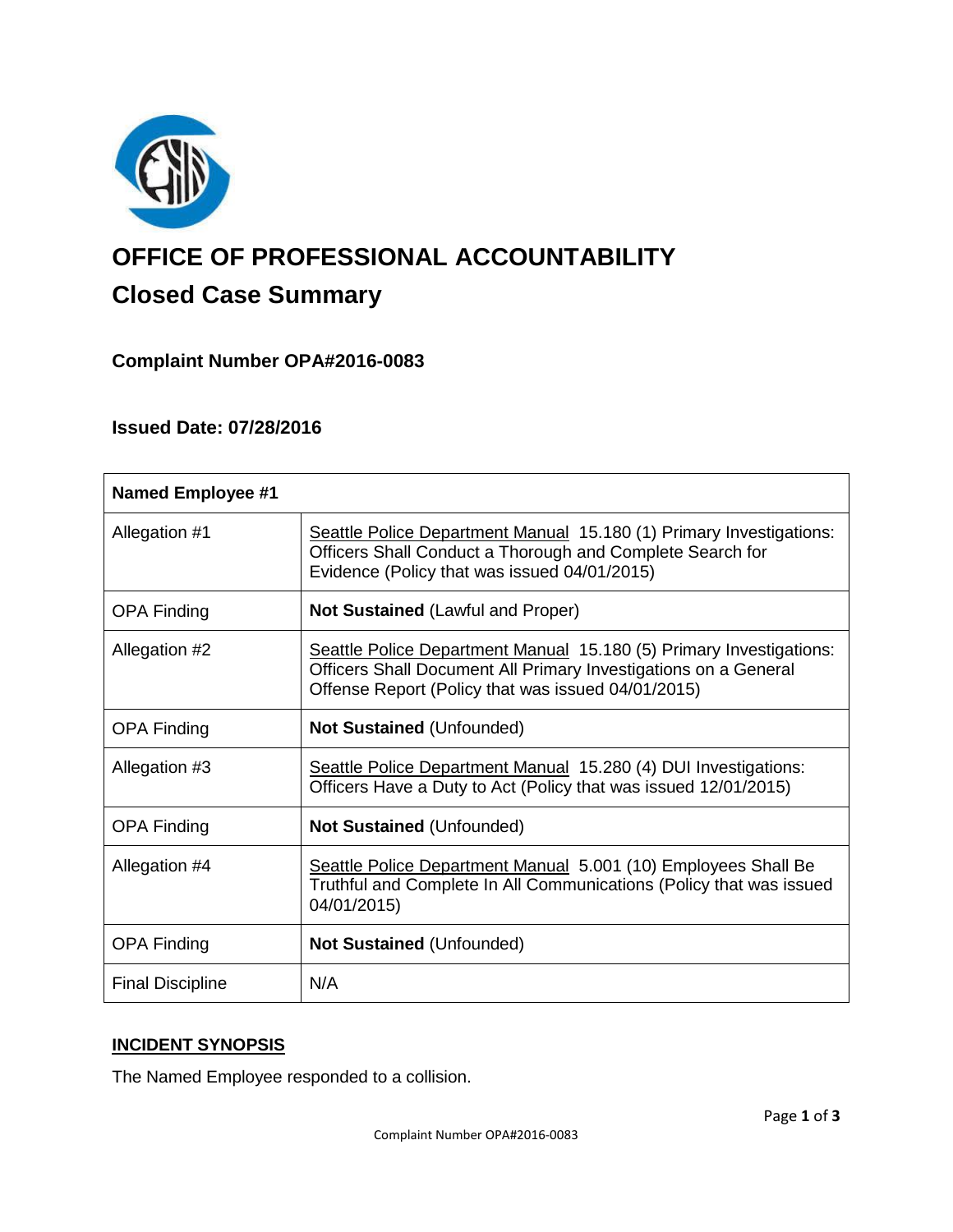# OFFICE OF PROFESSIONAL ACCOUNTABILITY

## Closed Case Summary

### Complaint Number OPA#2016-0083

### Issued Date: 07/28/2016

| **Named Employee #1** | |
|---|---|
| Allegation #1 | Seattle Police Department Manual 15.180 (1) Primary Investigations: Officers Shall Conduct a Thorough and Complete Search for Evidence (Policy that was issued 04/01/2015) |
| OPA Finding | **Not Sustained** (Lawful and Proper) |
| Allegation #2 | Seattle Police Department Manual 15.180 (5) Primary Investigations: Officers Shall Document All Primary Investigations on a General Offense Report (Policy that was issued 04/01/2015) |
| OPA Finding | **Not Sustained** (Unfounded) |
| Allegation #3 | Seattle Police Department Manual 15.280 (4) DUI Investigations: Officers Have a Duty to Act (Policy that was issued 12/01/2015) |
| OPA Finding | **Not Sustained** (Unfounded) |
| Allegation #4 | Seattle Police Department Manual 5.001 (10) Employees Shall Be Truthful and Complete In All Communications (Policy that was issued 04/01/2015) |
| OPA Finding | **Not Sustained** (Unfounded) |
| Final Discipline | N/A |

## INCIDENT SYNOPSIS

The Named Employee responded to a collision.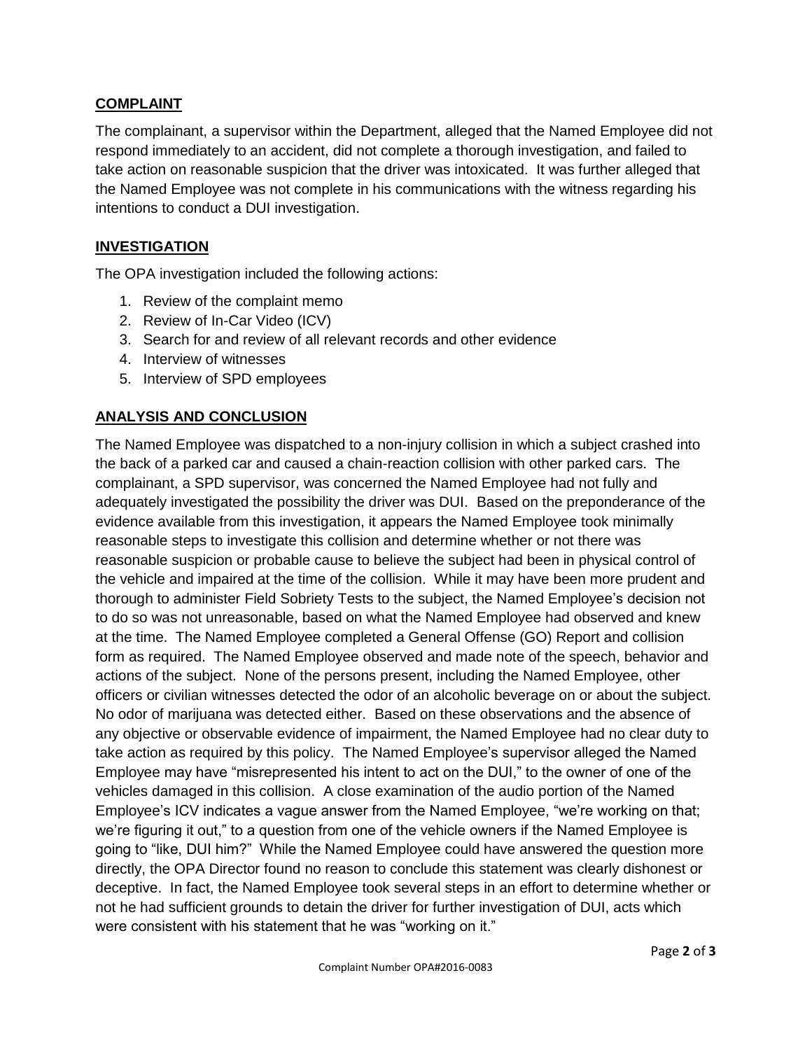## COMPLAINT

The complainant, a supervisor within the Department, alleged that the Named Employee did not respond immediately to an accident, did not complete a thorough investigation, and failed to take action on reasonable suspicion that the driver was intoxicated. It was further alleged that the Named Employee was not complete in his communications with the witness regarding his intentions to conduct a DUI investigation.

## INVESTIGATION

The OPA investigation included the following actions:

1. Review of the complaint memo
2. Review of In-Car Video (ICV)
3. Search for and review of all relevant records and other evidence
4. Interview of witnesses
5. Interview of SPD employees

## ANALYSIS AND CONCLUSION

The Named Employee was dispatched to a non-injury collision in which a subject crashed into the back of a parked car and caused a chain-reaction collision with other parked cars. The complainant, a SPD supervisor, was concerned the Named Employee had not fully and adequately investigated the possibility the driver was DUI. Based on the preponderance of the evidence available from this investigation, it appears the Named Employee took minimally reasonable steps to investigate this collision and determine whether or not there was reasonable suspicion or probable cause to believe the subject had been in physical control of the vehicle and impaired at the time of the collision. While it may have been more prudent and thorough to administer Field Sobriety Tests to the subject, the Named Employee's decision not to do so was not unreasonable, based on what the Named Employee had observed and knew at the time. The Named Employee completed a General Offense (GO) Report and collision form as required. The Named Employee observed and made note of the speech, behavior and actions of the subject. None of the persons present, including the Named Employee, other officers or civilian witnesses detected the odor of an alcoholic beverage on or about the subject. No odor of marijuana was detected either. Based on these observations and the absence of any objective or observable evidence of impairment, the Named Employee had no clear duty to take action as required by this policy. The Named Employee's supervisor alleged the Named Employee may have "misrepresented his intent to act on the DUI," to the owner of one of the vehicles damaged in this collision. A close examination of the audio portion of the Named Employee's ICV indicates a vague answer from the Named Employee, "we're working on that; we're figuring it out," to a question from one of the vehicle owners if the Named Employee is going to "like, DUI him?" While the Named Employee could have answered the question more directly, the OPA Director found no reason to conclude this statement was clearly dishonest or deceptive. In fact, the Named Employee took several steps in an effort to determine whether or not he had sufficient grounds to detain the driver for further investigation of DUI, acts which were consistent with his statement that he was "working on it."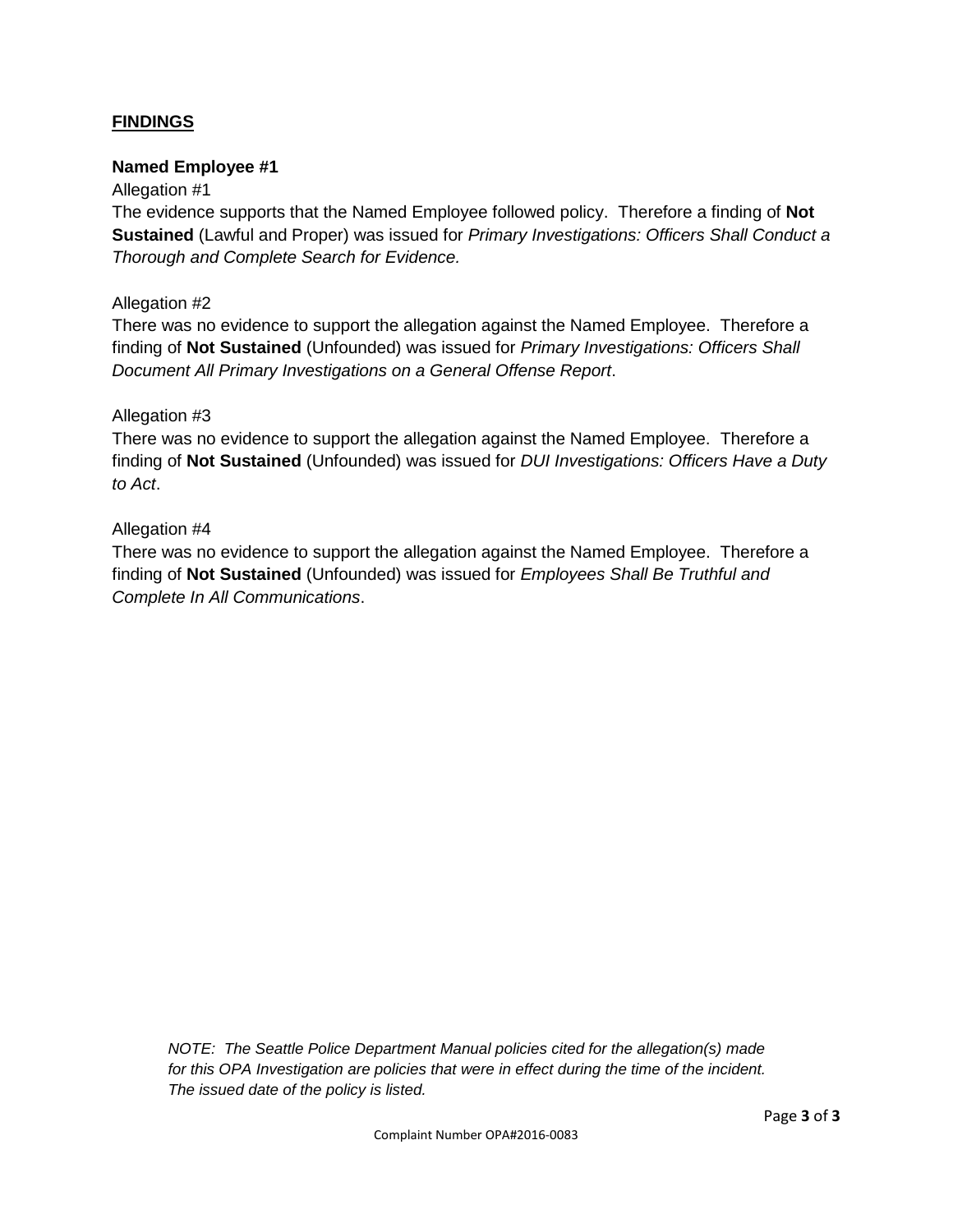## FINDINGS

**Named Employee #1**

Allegation #1

The evidence supports that the Named Employee followed policy. Therefore a finding of **Not Sustained** (Lawful and Proper) was issued for *Primary Investigations: Officers Shall Conduct a Thorough and Complete Search for Evidence.*

Allegation #2

There was no evidence to support the allegation against the Named Employee. Therefore a finding of **Not Sustained** (Unfounded) was issued for *Primary Investigations: Officers Shall Document All Primary Investigations on a General Offense Report*.

Allegation #3

There was no evidence to support the allegation against the Named Employee. Therefore a finding of **Not Sustained** (Unfounded) was issued for *DUI Investigations: Officers Have a Duty to Act*.

Allegation #4

There was no evidence to support the allegation against the Named Employee. Therefore a finding of **Not Sustained** (Unfounded) was issued for *Employees Shall Be Truthful and Complete In All Communications*.

*NOTE: The Seattle Police Department Manual policies cited for the allegation(s) made for this OPA Investigation are policies that were in effect during the time of the incident. The issued date of the policy is listed.*

Complaint Number OPA#2016-0083